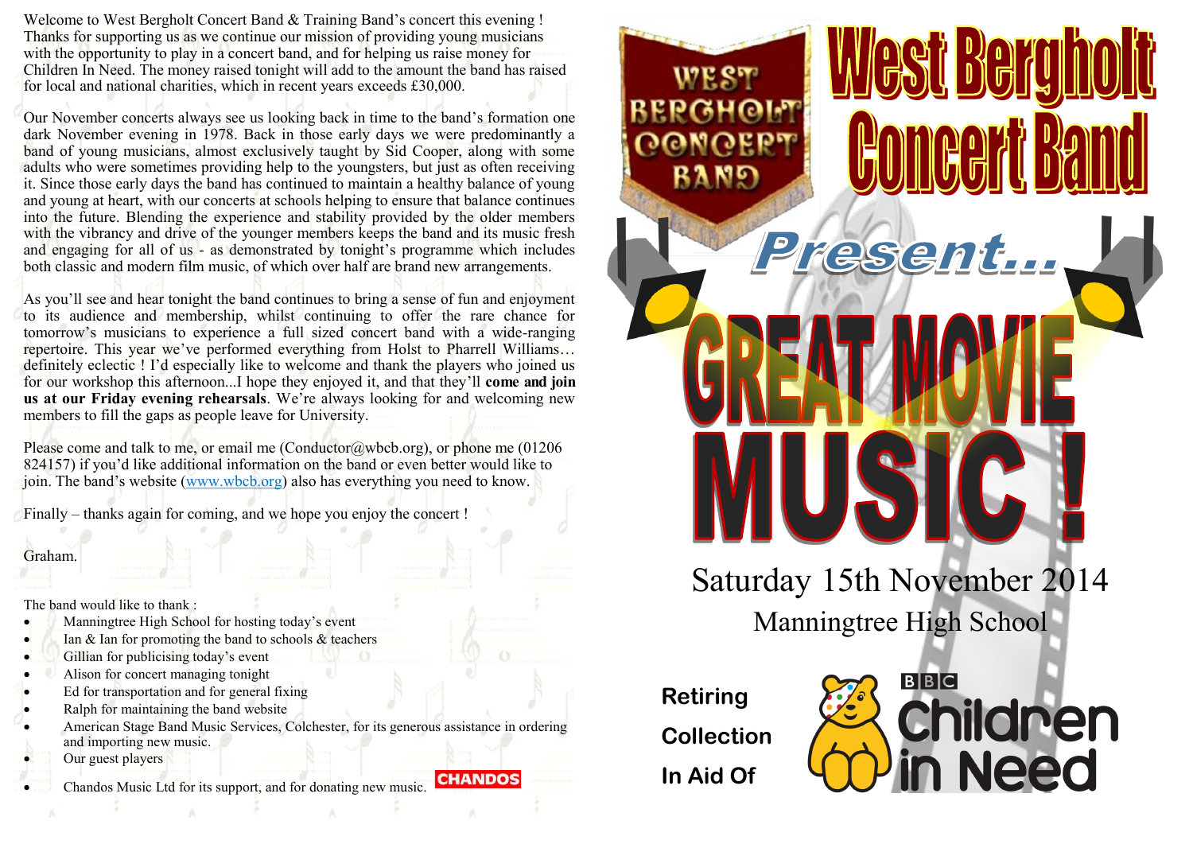Welcome to West Bergholt Concert Band & Training Band's concert this evening ! Thanks for supporting us as we continue our mission of providing young musicians with the opportunity to play in a concert band, and for helping us raise money for Children In Need. The money raised tonight will add to the amount the band has raised for local and national charities, which in recent years exceeds £30,000.

Our November concerts always see us looking back in time to the band's formation one dark November evening in 1978. Back in those early days we were predominantly a band of young musicians, almost exclusively taught by Sid Cooper, along with some adults who were sometimes providing help to the youngsters, but just as often receiving it. Since those early days the band has continued to maintain a healthy balance of young and young at heart, with our concerts at schools helping to ensure that balance continues into the future. Blending the experience and stability provided by the older members with the vibrancy and drive of the younger members keeps the band and its music fresh and engaging for all of us - as demonstrated by tonight's programme which includes both classic and modern film music, of which over half are brand new arrangements.

As you'll see and hear tonight the band continues to bring a sense of fun and enjoyment to its audience and membership, whilst continuing to offer the rare chance for tomorrow's musicians to experience a full sized concert band with a wide-ranging repertoire. This year we've performed everything from Holst to Pharrell Williams… definitely eclectic ! I'd especially like to welcome and thank the players who joined us for our workshop this afternoon...I hope they enjoyed it, and that they'll **come and join us at our Friday evening rehearsals**. We're always looking for and welcoming new members to fill the gaps as people leave for University.

Please come and talk to me, or email me (Conductor@wbcb.org), or phone me (01206 824157) if you'd like additional information on the band or even better would like to join. The band's website (www.wbcb.org) also has everything you need to know.

Finally – thanks again for coming, and we hope you enjoy the concert !

Graham.

The band would like to thank :

- Manningtree High School for hosting today's event
- Ian & Ian for promoting the band to schools & teachers
- Gillian for publicising today's event
- Alison for concert managing tonight
- Ed for transportation and for general fixing
- Ralph for maintaining the band website
- American Stage Band Music Services, Colchester, for its generous assistance in ordering and importing new music.
- Our guest players
- Chandos Music Ltd for its support, and for donating new music.

# West Bergholt Concert Band

## Present...

# GREAT MOVIE MUSIC !

Saturday 15th November 2014

Manningtree High School

**Retiring Collection In Aid Of**

BBC Children in Need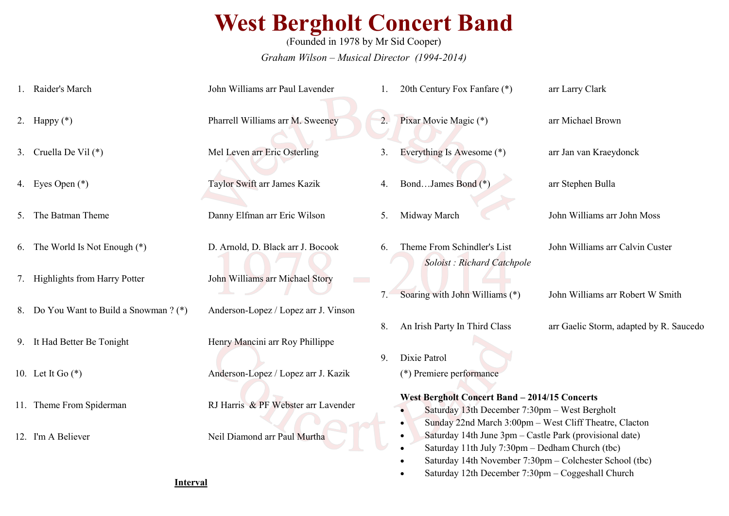# West Bergholt Concert Band

(Founded in 1978 by Mr Sid Cooper)

*Graham Wilson – Musical Director (1994-2014)*

| | | |
|---|---|---|
| 1. | Raider's March | John Williams arr Paul Lavender |
| 2. | Happy (*) | Pharrell Williams arr M. Sweeney |
| 3. | Cruella De Vil (*) | Mel Leven arr Eric Osterling |
| 4. | Eyes Open (*) | Taylor Swift arr James Kazik |
| 5. | The Batman Theme | Danny Elfman arr Eric Wilson |
| 6. | The World Is Not Enough (*) | D. Arnold, D. Black arr J. Bocook |
| 7. | Highlights from Harry Potter | John Williams arr Michael Story |
| 8. | Do You Want to Build a Snowman ? (*) | Anderson-Lopez / Lopez arr J. Vinson |
| 9. | It Had Better Be Tonight | Henry Mancini arr Roy Phillippe |
| 10. | Let It Go (*) | Anderson-Lopez / Lopez arr J. Kazik |
| 11. | Theme From Spiderman | RJ Harris & PF Webster arr Lavender |
| 12. | I'm A Believer | Neil Diamond arr Paul Murtha |

**Interval**

| | | |
|---|---|---|
| 1. | 20th Century Fox Fanfare (*) | arr Larry Clark |
| 2. | Pixar Movie Magic (*) | arr Michael Brown |
| 3. | Everything Is Awesome (*) | arr Jan van Kraeydonck |
| 4. | Bond…James Bond (*) | arr Stephen Bulla |
| 5. | Midway March | John Williams arr John Moss |
| 6. | Theme From Schindler's List *Soloist : Richard Catchpole* | John Williams arr Calvin Custer |
| 7. | Soaring with John Williams (*) | John Williams arr Robert W Smith |
| 8. | An Irish Party In Third Class | arr Gaelic Storm, adapted by R. Saucedo |
| 9. | Dixie Patrol | |

(*) Premiere performance

**West Bergholt Concert Band – 2014/15 Concerts**

- Saturday 13th December 7:30pm – West Bergholt
- Sunday 22nd March 3:00pm – West Cliff Theatre, Clacton
- Saturday 14th June 3pm – Castle Park (provisional date)
- Saturday 11th July 7:30pm – Dedham Church (tbc)
- Saturday 14th November 7:30pm – Colchester School (tbc)
- Saturday 12th December 7:30pm – Coggeshall Church